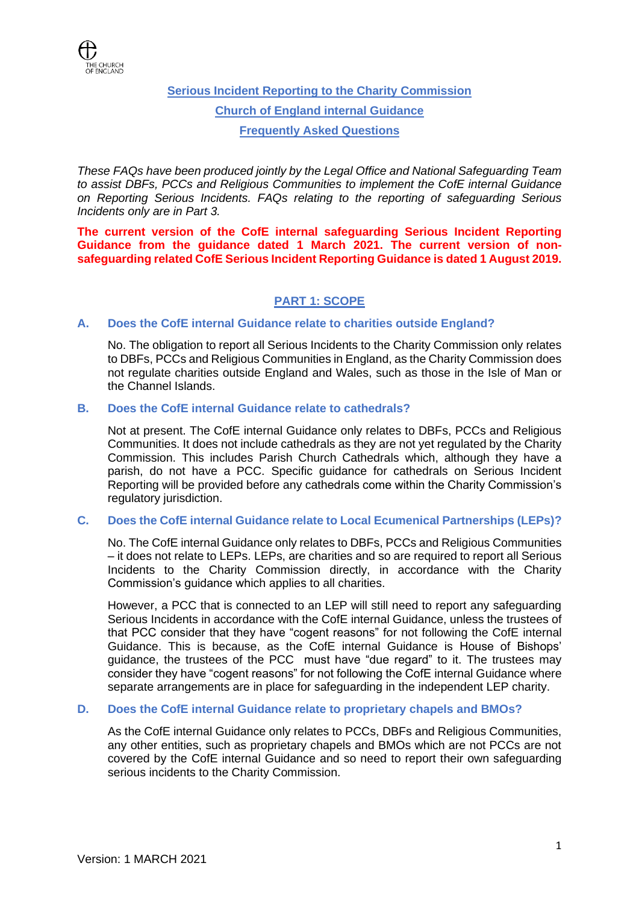# Serious Incident Reporting to the Charity Commission

## Church of England internal Guidance

## Frequently Asked Questions

*These FAQs have been produced jointly by the Legal Office and National Safeguarding Team to assist DBFs, PCCs and Religious Communities to implement the CofE internal Guidance on Reporting Serious Incidents. FAQs relating to the reporting of safeguarding Serious Incidents only are in Part 3.*

**The current version of the CofE internal safeguarding Serious Incident Reporting Guidance from the guidance dated 1 March 2021. The current version of non-safeguarding related CofE Serious Incident Reporting Guidance is dated 1 August 2019.**

## PART 1: SCOPE

### A. Does the CofE internal Guidance relate to charities outside England?

No. The obligation to report all Serious Incidents to the Charity Commission only relates to DBFs, PCCs and Religious Communities in England, as the Charity Commission does not regulate charities outside England and Wales, such as those in the Isle of Man or the Channel Islands.

### B. Does the CofE internal Guidance relate to cathedrals?

Not at present. The CofE internal Guidance only relates to DBFs, PCCs and Religious Communities. It does not include cathedrals as they are not yet regulated by the Charity Commission. This includes Parish Church Cathedrals which, although they have a parish, do not have a PCC. Specific guidance for cathedrals on Serious Incident Reporting will be provided before any cathedrals come within the Charity Commission's regulatory jurisdiction.

### C. Does the CofE internal Guidance relate to Local Ecumenical Partnerships (LEPs)?

No. The CofE internal Guidance only relates to DBFs, PCCs and Religious Communities – it does not relate to LEPs. LEPs, are charities and so are required to report all Serious Incidents to the Charity Commission directly, in accordance with the Charity Commission's guidance which applies to all charities.

However, a PCC that is connected to an LEP will still need to report any safeguarding Serious Incidents in accordance with the CofE internal Guidance, unless the trustees of that PCC consider that they have "cogent reasons" for not following the CofE internal Guidance. This is because, as the CofE internal Guidance is House of Bishops' guidance, the trustees of the PCC must have "due regard" to it. The trustees may consider they have "cogent reasons" for not following the CofE internal Guidance where separate arrangements are in place for safeguarding in the independent LEP charity.

### D. Does the CofE internal Guidance relate to proprietary chapels and BMOs?

As the CofE internal Guidance only relates to PCCs, DBFs and Religious Communities, any other entities, such as proprietary chapels and BMOs which are not PCCs are not covered by the CofE internal Guidance and so need to report their own safeguarding serious incidents to the Charity Commission.

Version: 1 MARCH 2021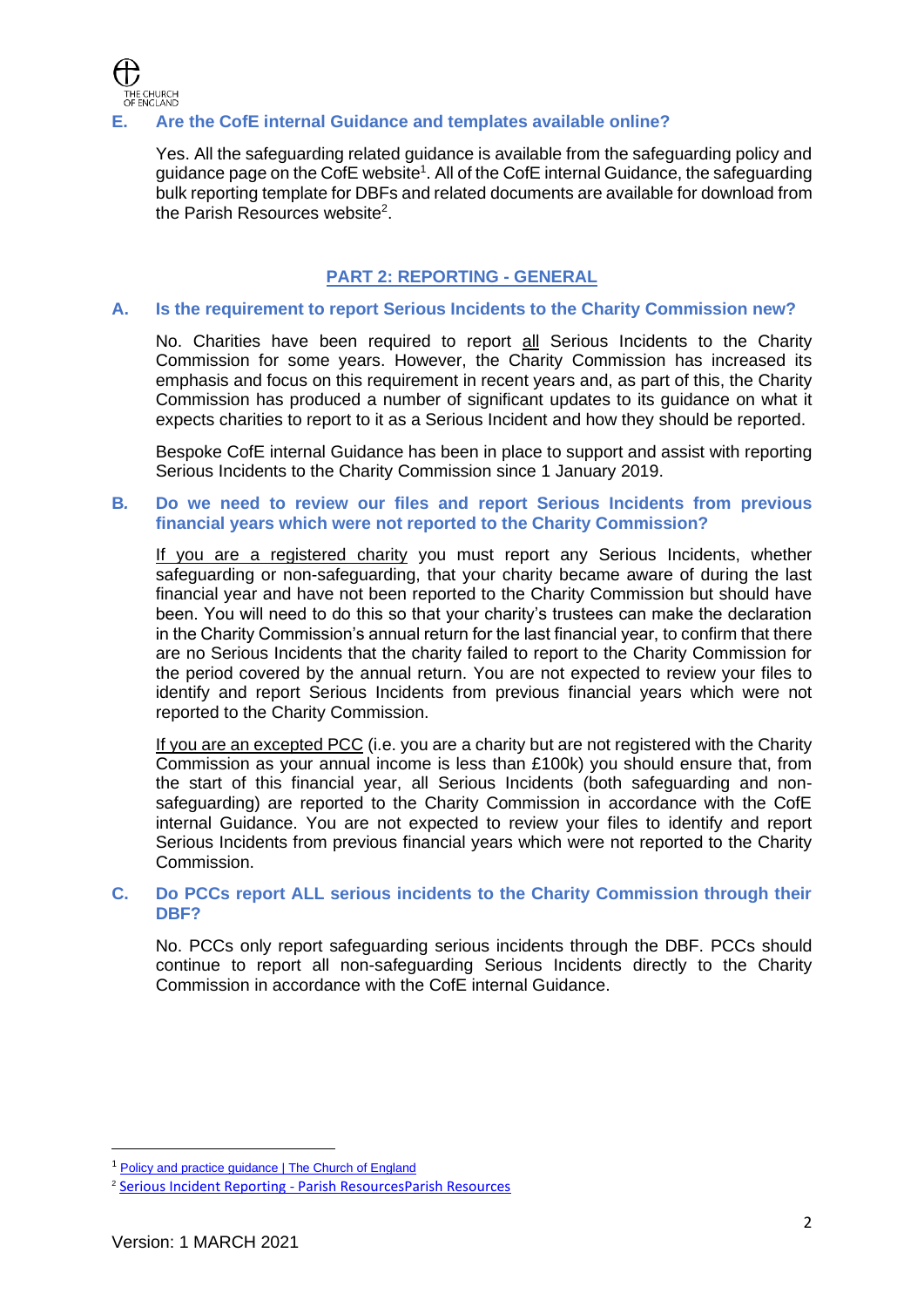### E. Are the CofE internal Guidance and templates available online?

Yes. All the safeguarding related guidance is available from the safeguarding policy and guidance page on the CofE website[1]. All of the CofE internal Guidance, the safeguarding bulk reporting template for DBFs and related documents are available for download from the Parish Resources website[2].

## PART 2: REPORTING - GENERAL

### A. Is the requirement to report Serious Incidents to the Charity Commission new?

No. Charities have been required to report all Serious Incidents to the Charity Commission for some years. However, the Charity Commission has increased its emphasis and focus on this requirement in recent years and, as part of this, the Charity Commission has produced a number of significant updates to its guidance on what it expects charities to report to it as a Serious Incident and how they should be reported.

Bespoke CofE internal Guidance has been in place to support and assist with reporting Serious Incidents to the Charity Commission since 1 January 2019.

### B. Do we need to review our files and report Serious Incidents from previous financial years which were not reported to the Charity Commission?

If you are a registered charity you must report any Serious Incidents, whether safeguarding or non-safeguarding, that your charity became aware of during the last financial year and have not been reported to the Charity Commission but should have been. You will need to do this so that your charity's trustees can make the declaration in the Charity Commission's annual return for the last financial year, to confirm that there are no Serious Incidents that the charity failed to report to the Charity Commission for the period covered by the annual return. You are not expected to review your files to identify and report Serious Incidents from previous financial years which were not reported to the Charity Commission.

If you are an excepted PCC (i.e. you are a charity but are not registered with the Charity Commission as your annual income is less than £100k) you should ensure that, from the start of this financial year, all Serious Incidents (both safeguarding and non-safeguarding) are reported to the Charity Commission in accordance with the CofE internal Guidance. You are not expected to review your files to identify and report Serious Incidents from previous financial years which were not reported to the Charity Commission.

### C. Do PCCs report ALL serious incidents to the Charity Commission through their DBF?

No. PCCs only report safeguarding serious incidents through the DBF. PCCs should continue to report all non-safeguarding Serious Incidents directly to the Charity Commission in accordance with the CofE internal Guidance.

---

[1] Policy and practice guidance | The Church of England

[2] Serious Incident Reporting - Parish ResourcesParish Resources

Version: 1 MARCH 2021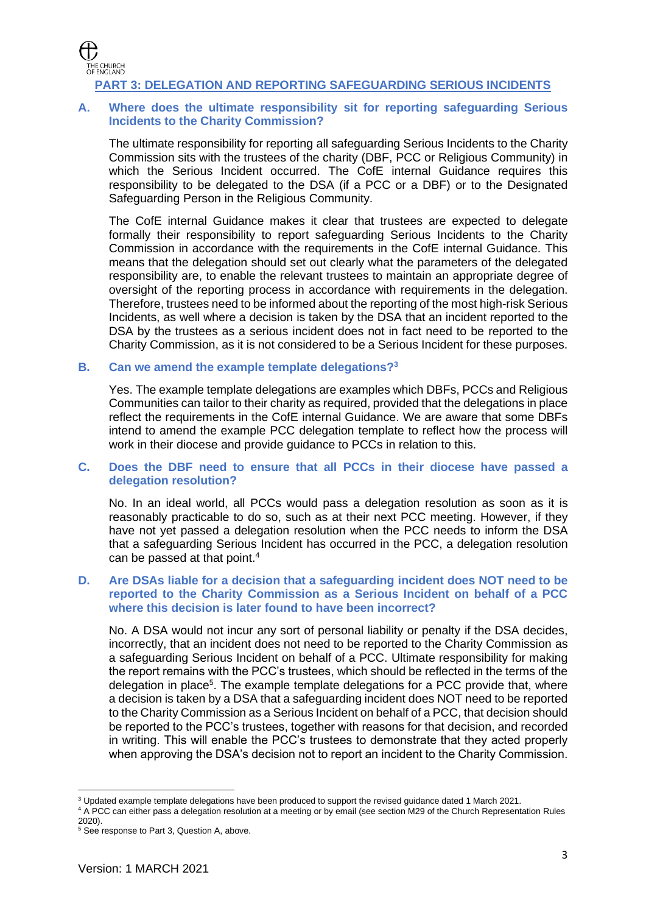## PART 3: DELEGATION AND REPORTING SAFEGUARDING SERIOUS INCIDENTS

### A. Where does the ultimate responsibility sit for reporting safeguarding Serious Incidents to the Charity Commission?

The ultimate responsibility for reporting all safeguarding Serious Incidents to the Charity Commission sits with the trustees of the charity (DBF, PCC or Religious Community) in which the Serious Incident occurred. The CofE internal Guidance requires this responsibility to be delegated to the DSA (if a PCC or a DBF) or to the Designated Safeguarding Person in the Religious Community.

The CofE internal Guidance makes it clear that trustees are expected to delegate formally their responsibility to report safeguarding Serious Incidents to the Charity Commission in accordance with the requirements in the CofE internal Guidance. This means that the delegation should set out clearly what the parameters of the delegated responsibility are, to enable the relevant trustees to maintain an appropriate degree of oversight of the reporting process in accordance with requirements in the delegation. Therefore, trustees need to be informed about the reporting of the most high-risk Serious Incidents, as well where a decision is taken by the DSA that an incident reported to the DSA by the trustees as a serious incident does not in fact need to be reported to the Charity Commission, as it is not considered to be a Serious Incident for these purposes.

### B. Can we amend the example template delegations?[3]

Yes. The example template delegations are examples which DBFs, PCCs and Religious Communities can tailor to their charity as required, provided that the delegations in place reflect the requirements in the CofE internal Guidance. We are aware that some DBFs intend to amend the example PCC delegation template to reflect how the process will work in their diocese and provide guidance to PCCs in relation to this.

### C. Does the DBF need to ensure that all PCCs in their diocese have passed a delegation resolution?

No. In an ideal world, all PCCs would pass a delegation resolution as soon as it is reasonably practicable to do so, such as at their next PCC meeting. However, if they have not yet passed a delegation resolution when the PCC needs to inform the DSA that a safeguarding Serious Incident has occurred in the PCC, a delegation resolution can be passed at that point.[4]

### D. Are DSAs liable for a decision that a safeguarding incident does NOT need to be reported to the Charity Commission as a Serious Incident on behalf of a PCC where this decision is later found to have been incorrect?

No. A DSA would not incur any sort of personal liability or penalty if the DSA decides, incorrectly, that an incident does not need to be reported to the Charity Commission as a safeguarding Serious Incident on behalf of a PCC. Ultimate responsibility for making the report remains with the PCC's trustees, which should be reflected in the terms of the delegation in place[5]. The example template delegations for a PCC provide that, where a decision is taken by a DSA that a safeguarding incident does NOT need to be reported to the Charity Commission as a Serious Incident on behalf of a PCC, that decision should be reported to the PCC's trustees, together with reasons for that decision, and recorded in writing. This will enable the PCC's trustees to demonstrate that they acted properly when approving the DSA's decision not to report an incident to the Charity Commission.

---

[3] Updated example template delegations have been produced to support the revised guidance dated 1 March 2021.

[4] A PCC can either pass a delegation resolution at a meeting or by email (see section M29 of the Church Representation Rules 2020).

[5] See response to Part 3, Question A, above.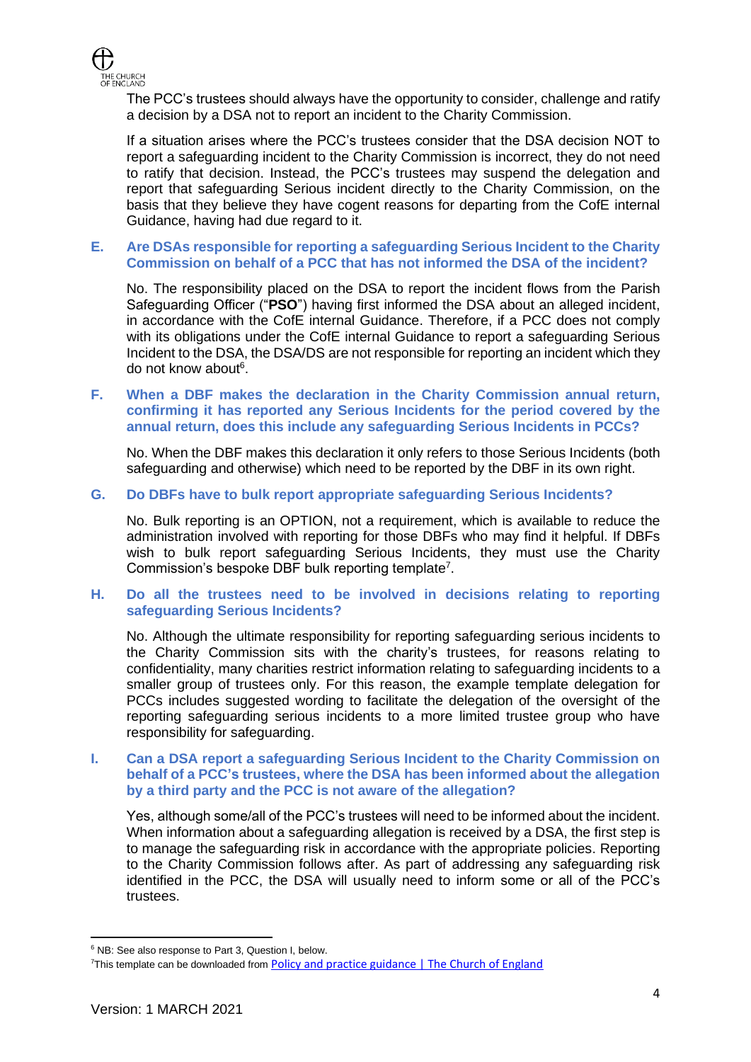The PCC's trustees should always have the opportunity to consider, challenge and ratify a decision by a DSA not to report an incident to the Charity Commission.

If a situation arises where the PCC's trustees consider that the DSA decision NOT to report a safeguarding incident to the Charity Commission is incorrect, they do not need to ratify that decision. Instead, the PCC's trustees may suspend the delegation and report that safeguarding Serious incident directly to the Charity Commission, on the basis that they believe they have cogent reasons for departing from the CofE internal Guidance, having had due regard to it.

### E. Are DSAs responsible for reporting a safeguarding Serious Incident to the Charity Commission on behalf of a PCC that has not informed the DSA of the incident?

No. The responsibility placed on the DSA to report the incident flows from the Parish Safeguarding Officer ("**PSO**") having first informed the DSA about an alleged incident, in accordance with the CofE internal Guidance. Therefore, if a PCC does not comply with its obligations under the CofE internal Guidance to report a safeguarding Serious Incident to the DSA, the DSA/DS are not responsible for reporting an incident which they do not know about[6].

### F. When a DBF makes the declaration in the Charity Commission annual return, confirming it has reported any Serious Incidents for the period covered by the annual return, does this include any safeguarding Serious Incidents in PCCs?

No. When the DBF makes this declaration it only refers to those Serious Incidents (both safeguarding and otherwise) which need to be reported by the DBF in its own right.

### G. Do DBFs have to bulk report appropriate safeguarding Serious Incidents?

No. Bulk reporting is an OPTION, not a requirement, which is available to reduce the administration involved with reporting for those DBFs who may find it helpful. If DBFs wish to bulk report safeguarding Serious Incidents, they must use the Charity Commission's bespoke DBF bulk reporting template[7].

### H. Do all the trustees need to be involved in decisions relating to reporting safeguarding Serious Incidents?

No. Although the ultimate responsibility for reporting safeguarding serious incidents to the Charity Commission sits with the charity's trustees, for reasons relating to confidentiality, many charities restrict information relating to safeguarding incidents to a smaller group of trustees only. For this reason, the example template delegation for PCCs includes suggested wording to facilitate the delegation of the oversight of the reporting safeguarding serious incidents to a more limited trustee group who have responsibility for safeguarding.

### I. Can a DSA report a safeguarding Serious Incident to the Charity Commission on behalf of a PCC's trustees, where the DSA has been informed about the allegation by a third party and the PCC is not aware of the allegation?

Yes, although some/all of the PCC's trustees will need to be informed about the incident. When information about a safeguarding allegation is received by a DSA, the first step is to manage the safeguarding risk in accordance with the appropriate policies. Reporting to the Charity Commission follows after. As part of addressing any safeguarding risk identified in the PCC, the DSA will usually need to inform some or all of the PCC's trustees.

---

[6] NB: See also response to Part 3, Question I, below.

[7] This template can be downloaded from [Policy and practice guidance | The Church of England]

Version: 1 MARCH 2021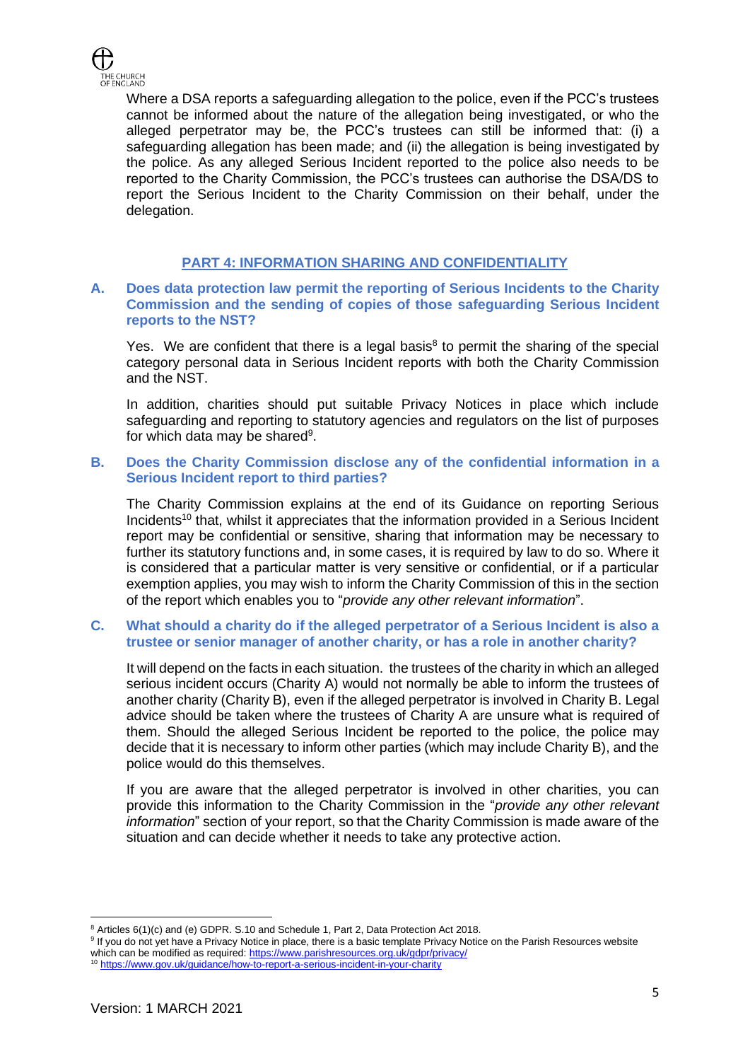Where a DSA reports a safeguarding allegation to the police, even if the PCC's trustees cannot be informed about the nature of the allegation being investigated, or who the alleged perpetrator may be, the PCC's trustees can still be informed that: (i) a safeguarding allegation has been made; and (ii) the allegation is being investigated by the police. As any alleged Serious Incident reported to the police also needs to be reported to the Charity Commission, the PCC's trustees can authorise the DSA/DS to report the Serious Incident to the Charity Commission on their behalf, under the delegation.

## PART 4: INFORMATION SHARING AND CONFIDENTIALITY

### A. Does data protection law permit the reporting of Serious Incidents to the Charity Commission and the sending of copies of those safeguarding Serious Incident reports to the NST?

Yes. We are confident that there is a legal basis[8] to permit the sharing of the special category personal data in Serious Incident reports with both the Charity Commission and the NST.

In addition, charities should put suitable Privacy Notices in place which include safeguarding and reporting to statutory agencies and regulators on the list of purposes for which data may be shared[9].

### B. Does the Charity Commission disclose any of the confidential information in a Serious Incident report to third parties?

The Charity Commission explains at the end of its Guidance on reporting Serious Incidents[10] that, whilst it appreciates that the information provided in a Serious Incident report may be confidential or sensitive, sharing that information may be necessary to further its statutory functions and, in some cases, it is required by law to do so. Where it is considered that a particular matter is very sensitive or confidential, or if a particular exemption applies, you may wish to inform the Charity Commission of this in the section of the report which enables you to "*provide any other relevant information*".

### C. What should a charity do if the alleged perpetrator of a Serious Incident is also a trustee or senior manager of another charity, or has a role in another charity?

It will depend on the facts in each situation. the trustees of the charity in which an alleged serious incident occurs (Charity A) would not normally be able to inform the trustees of another charity (Charity B), even if the alleged perpetrator is involved in Charity B. Legal advice should be taken where the trustees of Charity A are unsure what is required of them. Should the alleged Serious Incident be reported to the police, the police may decide that it is necessary to inform other parties (which may include Charity B), and the police would do this themselves.

If you are aware that the alleged perpetrator is involved in other charities, you can provide this information to the Charity Commission in the "*provide any other relevant information*" section of your report, so that the Charity Commission is made aware of the situation and can decide whether it needs to take any protective action.

---

[8] Articles 6(1)(c) and (e) GDPR. S.10 and Schedule 1, Part 2, Data Protection Act 2018.

[9] If you do not yet have a Privacy Notice in place, there is a basic template Privacy Notice on the Parish Resources website which can be modified as required: https://www.parishresources.org.uk/gdpr/privacy/

[10] https://www.gov.uk/guidance/how-to-report-a-serious-incident-in-your-charity

Version: 1 MARCH 2021